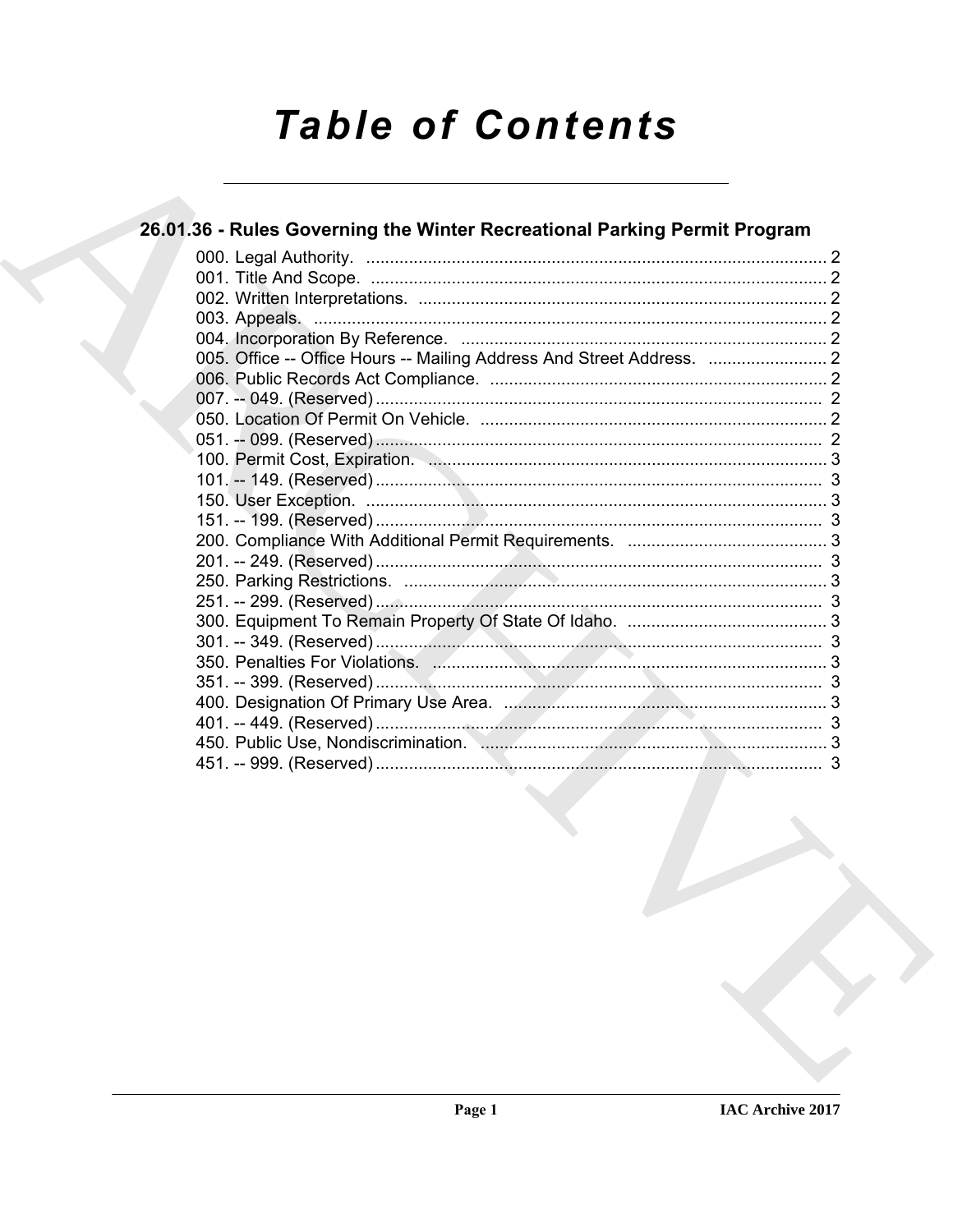# Table of Contents

## 26.01.36 - Rules Governing the Winter Recreational Parking Permit Program

000. Legal Authority. ........................................................................................ 2
001. Title And Scope. ........................................................................................ 2
002. Written Interpretations. ................................................................................ 2
003. Appeals. ...................................................................................................... 2
004. Incorporation By Reference. ........................................................................ 2
005. Office -- Office Hours -- Mailing Address And Street Address. ..................... 2
006. Public Records Act Compliance. .................................................................. 2
007. -- 049. (Reserved) .......................................................................................... 2
050. Location Of Permit On Vehicle. ..................................................................... 2
051. -- 099. (Reserved) .......................................................................................... 2
100. Permit Cost, Expiration. ................................................................................ 3
101. -- 149. (Reserved) .......................................................................................... 3
150. User Exception. ............................................................................................ 3
151. -- 199. (Reserved) .......................................................................................... 3
200. Compliance With Additional Permit Requirements. ...................................... 3
201. -- 249. (Reserved) .......................................................................................... 3
250. Parking Restrictions. ..................................................................................... 3
251. -- 299. (Reserved) .......................................................................................... 3
300. Equipment To Remain Property Of State Of Idaho. ...................................... 3
301. -- 349. (Reserved) .......................................................................................... 3
350. Penalties For Violations. ............................................................................... 3
351. -- 399. (Reserved) .......................................................................................... 3
400. Designation Of Primary Use Area. ................................................................ 3
401. -- 449. (Reserved) .......................................................................................... 3
450. Public Use, Nondiscrimination. ..................................................................... 3
451. -- 999. (Reserved) .......................................................................................... 3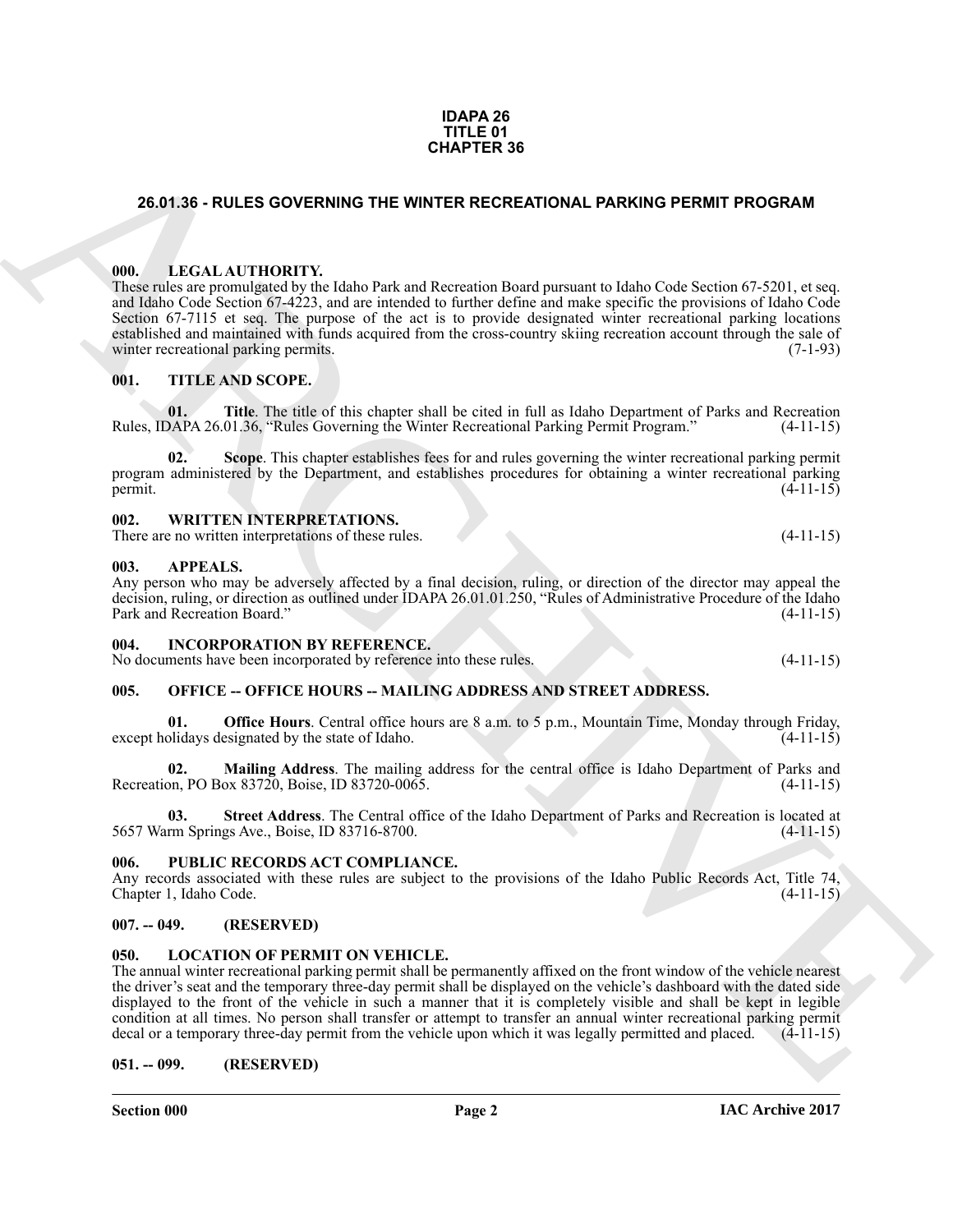**IDAPA 26**
**TITLE 01**
**CHAPTER 36**

## 26.01.36 - RULES GOVERNING THE WINTER RECREATIONAL PARKING PERMIT PROGRAM

### 000. LEGAL AUTHORITY.

These rules are promulgated by the Idaho Park and Recreation Board pursuant to Idaho Code Section 67-5201, et seq. and Idaho Code Section 67-4223, and are intended to further define and make specific the provisions of Idaho Code Section 67-7115 et seq. The purpose of the act is to provide designated winter recreational parking locations established and maintained with funds acquired from the cross-country skiing recreation account through the sale of winter recreational parking permits. (7-1-93)

### 001. TITLE AND SCOPE.

**01. Title**. The title of this chapter shall be cited in full as Idaho Department of Parks and Recreation Rules, IDAPA 26.01.36, "Rules Governing the Winter Recreational Parking Permit Program." (4-11-15)

**02. Scope**. This chapter establishes fees for and rules governing the winter recreational parking permit program administered by the Department, and establishes procedures for obtaining a winter recreational parking permit. (4-11-15)

### 002. WRITTEN INTERPRETATIONS.

There are no written interpretations of these rules. (4-11-15)

### 003. APPEALS.

Any person who may be adversely affected by a final decision, ruling, or direction of the director may appeal the decision, ruling, or direction as outlined under IDAPA 26.01.01.250, "Rules of Administrative Procedure of the Idaho Park and Recreation Board." (4-11-15)

### 004. INCORPORATION BY REFERENCE.

No documents have been incorporated by reference into these rules. (4-11-15)

### 005. OFFICE -- OFFICE HOURS -- MAILING ADDRESS AND STREET ADDRESS.

**01. Office Hours**. Central office hours are 8 a.m. to 5 p.m., Mountain Time, Monday through Friday, except holidays designated by the state of Idaho. (4-11-15)

**02. Mailing Address**. The mailing address for the central office is Idaho Department of Parks and Recreation, PO Box 83720, Boise, ID 83720-0065. (4-11-15)

**03. Street Address**. The Central office of the Idaho Department of Parks and Recreation is located at 5657 Warm Springs Ave., Boise, ID 83716-8700. (4-11-15)

### 006. PUBLIC RECORDS ACT COMPLIANCE.

Any records associated with these rules are subject to the provisions of the Idaho Public Records Act, Title 74, Chapter 1, Idaho Code. (4-11-15)

### 007. -- 049. (RESERVED)

### 050. LOCATION OF PERMIT ON VEHICLE.

The annual winter recreational parking permit shall be permanently affixed on the front window of the vehicle nearest the driver's seat and the temporary three-day permit shall be displayed on the vehicle's dashboard with the dated side displayed to the front of the vehicle in such a manner that it is completely visible and shall be kept in legible condition at all times. No person shall transfer or attempt to transfer an annual winter recreational parking permit decal or a temporary three-day permit from the vehicle upon which it was legally permitted and placed. (4-11-15)

### 051. -- 099. (RESERVED)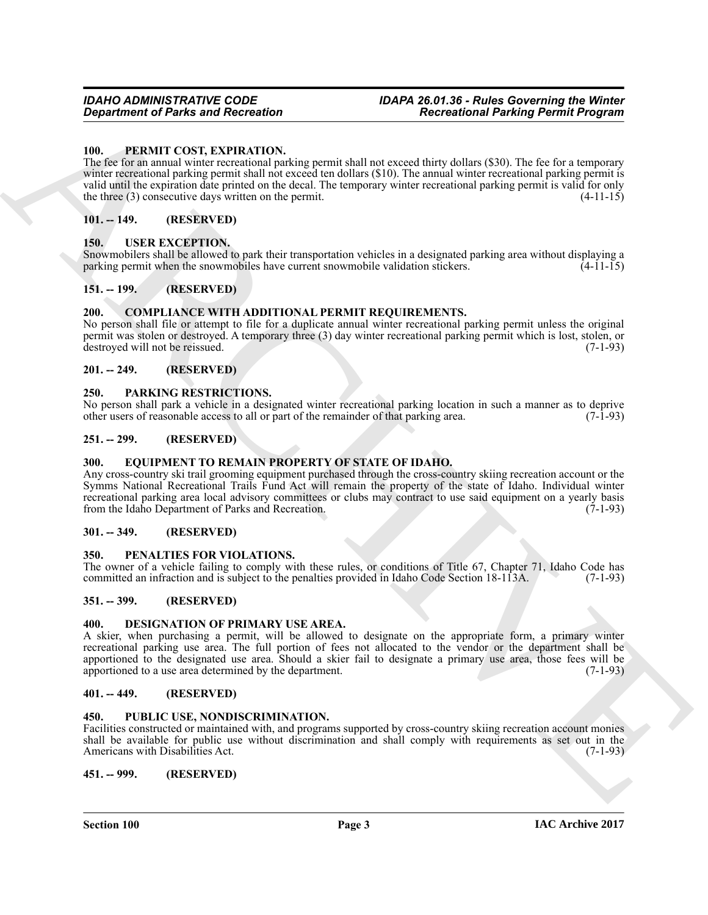## 100. PERMIT COST, EXPIRATION.

The fee for an annual winter recreational parking permit shall not exceed thirty dollars ($30). The fee for a temporary winter recreational parking permit shall not exceed ten dollars ($10). The annual winter recreational parking permit is valid until the expiration date printed on the decal. The temporary winter recreational parking permit is valid for only the three (3) consecutive days written on the permit. (4-11-15)

## 101. -- 149. (RESERVED)

## 150. USER EXCEPTION.

Snowmobilers shall be allowed to park their transportation vehicles in a designated parking area without displaying a parking permit when the snowmobiles have current snowmobile validation stickers. (4-11-15)

## 151. -- 199. (RESERVED)

## 200. COMPLIANCE WITH ADDITIONAL PERMIT REQUIREMENTS.

No person shall file or attempt to file for a duplicate annual winter recreational parking permit unless the original permit was stolen or destroyed. A temporary three (3) day winter recreational parking permit which is lost, stolen, or destroyed will not be reissued. (7-1-93)

## 201. -- 249. (RESERVED)

## 250. PARKING RESTRICTIONS.

No person shall park a vehicle in a designated winter recreational parking location in such a manner as to deprive other users of reasonable access to all or part of the remainder of that parking area. (7-1-93)

## 251. -- 299. (RESERVED)

## 300. EQUIPMENT TO REMAIN PROPERTY OF STATE OF IDAHO.

Any cross-country ski trail grooming equipment purchased through the cross-country skiing recreation account or the Symms National Recreational Trails Fund Act will remain the property of the state of Idaho. Individual winter recreational parking area local advisory committees or clubs may contract to use said equipment on a yearly basis from the Idaho Department of Parks and Recreation. (7-1-93)

## 301. -- 349. (RESERVED)

## 350. PENALTIES FOR VIOLATIONS.

The owner of a vehicle failing to comply with these rules, or conditions of Title 67, Chapter 71, Idaho Code has committed an infraction and is subject to the penalties provided in Idaho Code Section 18-113A. (7-1-93)

## 351. -- 399. (RESERVED)

## 400. DESIGNATION OF PRIMARY USE AREA.

A skier, when purchasing a permit, will be allowed to designate on the appropriate form, a primary winter recreational parking use area. The full portion of fees not allocated to the vendor or the department shall be apportioned to the designated use area. Should a skier fail to designate a primary use area, those fees will be apportioned to a use area determined by the department. (7-1-93)

## 401. -- 449. (RESERVED)

## 450. PUBLIC USE, NONDISCRIMINATION.

Facilities constructed or maintained with, and programs supported by cross-country skiing recreation account monies shall be available for public use without discrimination and shall comply with requirements as set out in the Americans with Disabilities Act. (7-1-93)

## 451. -- 999. (RESERVED)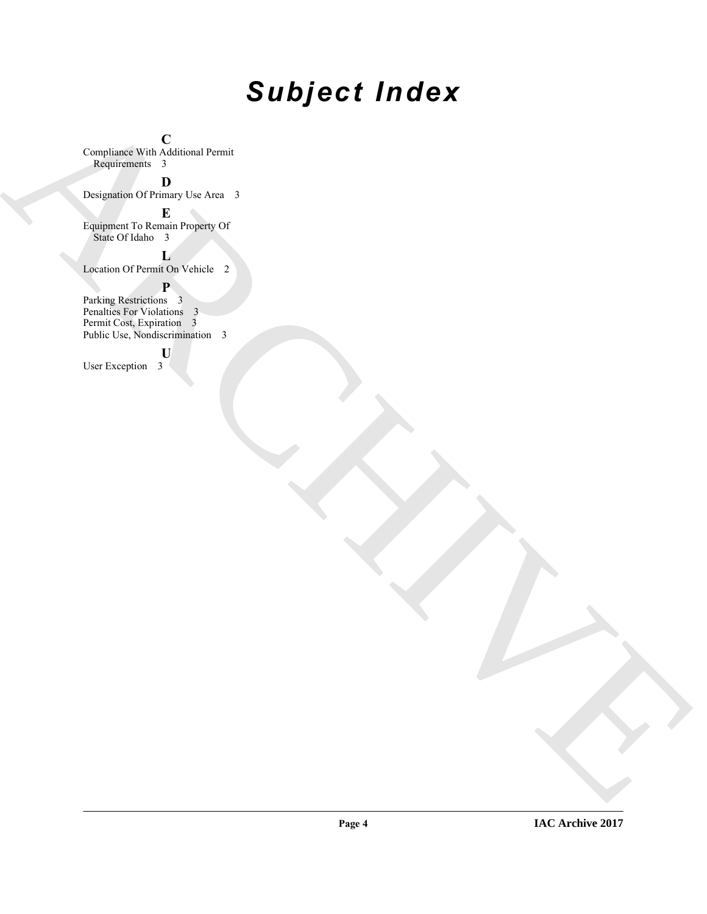# Subject Index

**C**

Compliance With Additional Permit Requirements 3

**D**

Designation Of Primary Use Area 3

**E**

Equipment To Remain Property Of State Of Idaho 3

**L**

Location Of Permit On Vehicle 2

**P**

Parking Restrictions 3
Penalties For Violations 3
Permit Cost, Expiration 3
Public Use, Nondiscrimination 3

**U**

User Exception 3